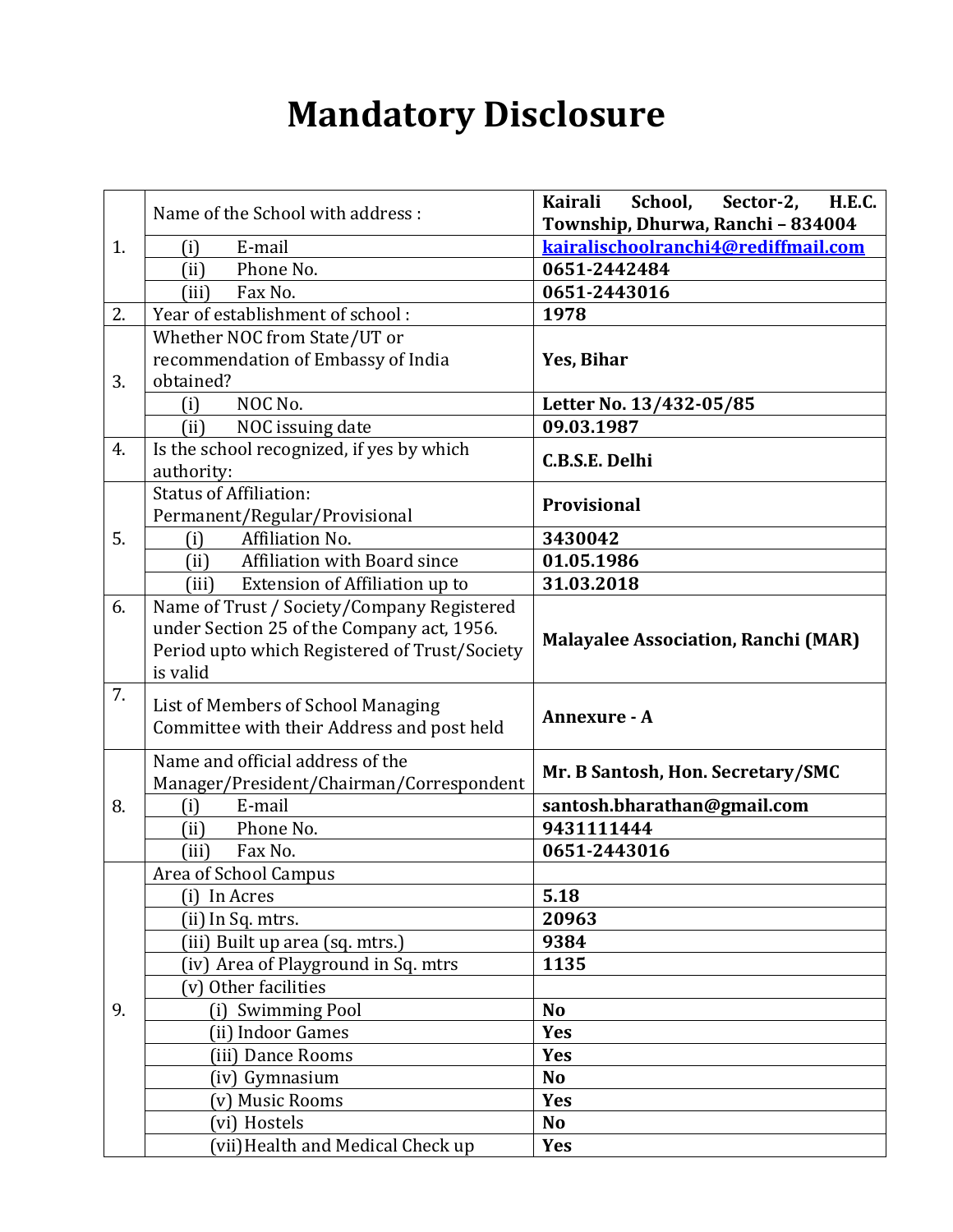# Mandatory Disclosure

| | | |
|---|---|---|
| 1. | Name of the School with address : | **Kairali School, Sector-2, H.E.C. Township, Dhurwa, Ranchi – 834004** |
| | (i) E-mail | **kairalischoolranchi4@rediffmail.com** |
| | (ii) Phone No. | **0651-2442484** |
| | (iii) Fax No. | **0651-2443016** |
| 2. | Year of establishment of school : | **1978** |
| 3. | Whether NOC from State/UT or recommendation of Embassy of India obtained? | **Yes, Bihar** |
| | (i) NOC No. | **Letter No. 13/432-05/85** |
| | (ii) NOC issuing date | **09.03.1987** |
| 4. | Is the school recognized, if yes by which authority: | **C.B.S.E. Delhi** |
| 5. | Status of Affiliation: Permanent/Regular/Provisional | **Provisional** |
| | (i) Affiliation No. | **3430042** |
| | (ii) Affiliation with Board since | **01.05.1986** |
| | (iii) Extension of Affiliation up to | **31.03.2018** |
| 6. | Name of Trust / Society/Company Registered under Section 25 of the Company act, 1956. Period upto which Registered of Trust/Society is valid | **Malayalee Association, Ranchi (MAR)** |
| 7. | List of Members of School Managing Committee with their Address and post held | **Annexure - A** |
| 8. | Name and official address of the Manager/President/Chairman/Correspondent | **Mr. B Santosh, Hon. Secretary/SMC** |
| | (i) E-mail | **santosh.bharathan@gmail.com** |
| | (ii) Phone No. | **9431111444** |
| | (iii) Fax No. | **0651-2443016** |
| 9. | Area of School Campus | |
| | (i) In Acres | **5.18** |
| | (ii) In Sq. mtrs. | **20963** |
| | (iii) Built up area (sq. mtrs.) | **9384** |
| | (iv) Area of Playground in Sq. mtrs | **1135** |
| | (v) Other facilities | |
| | (i) Swimming Pool | **No** |
| | (ii) Indoor Games | **Yes** |
| | (iii) Dance Rooms | **Yes** |
| | (iv) Gymnasium | **No** |
| | (v) Music Rooms | **Yes** |
| | (vi) Hostels | **No** |
| | (vii) Health and Medical Check up | **Yes** |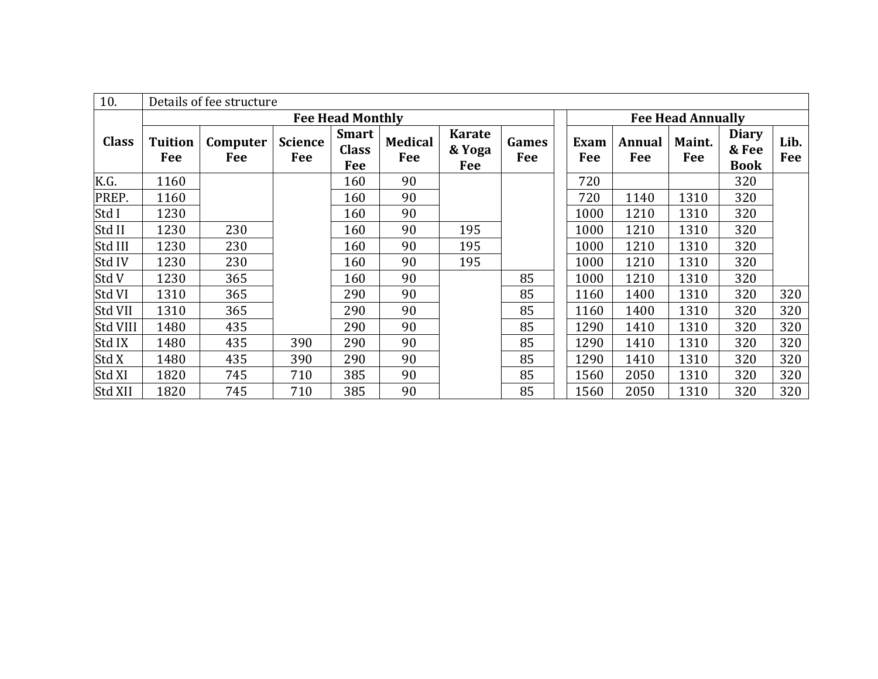| 10. | Details of fee structure | | | | | | | | | | | | | |
|---|---|---|---|---|---|---|---|---|---|---|---|---|---|---|
| Class | **Fee Head Monthly** | | | | | | | | **Fee Head Annually** | | | | |
| | **Tuition Fee** | **Computer Fee** | **Science Fee** | **Smart Class Fee** | **Medical Fee** | **Karate & Yoga Fee** | **Games Fee** | | **Exam Fee** | **Annual Fee** | **Maint. Fee** | **Diary & Fee Book** | **Lib. Fee** |
| K.G. | 1160 | | | 160 | 90 | | | | 720 | | | 320 | |
| PREP. | 1160 | | | 160 | 90 | | | | 720 | 1140 | 1310 | 320 | |
| Std I | 1230 | | | 160 | 90 | | | | 1000 | 1210 | 1310 | 320 | |
| Std II | 1230 | 230 | | 160 | 90 | 195 | | | 1000 | 1210 | 1310 | 320 | |
| Std III | 1230 | 230 | | 160 | 90 | 195 | | | 1000 | 1210 | 1310 | 320 | |
| Std IV | 1230 | 230 | | 160 | 90 | 195 | | | 1000 | 1210 | 1310 | 320 | |
| Std V | 1230 | 365 | | 160 | 90 | | 85 | | 1000 | 1210 | 1310 | 320 | |
| Std VI | 1310 | 365 | | 290 | 90 | | 85 | | 1160 | 1400 | 1310 | 320 | 320 |
| Std VII | 1310 | 365 | | 290 | 90 | | 85 | | 1160 | 1400 | 1310 | 320 | 320 |
| Std VIII | 1480 | 435 | | 290 | 90 | | 85 | | 1290 | 1410 | 1310 | 320 | 320 |
| Std IX | 1480 | 435 | 390 | 290 | 90 | | 85 | | 1290 | 1410 | 1310 | 320 | 320 |
| Std X | 1480 | 435 | 390 | 290 | 90 | | 85 | | 1290 | 1410 | 1310 | 320 | 320 |
| Std XI | 1820 | 745 | 710 | 385 | 90 | | 85 | | 1560 | 2050 | 1310 | 320 | 320 |
| Std XII | 1820 | 745 | 710 | 385 | 90 | | 85 | | 1560 | 2050 | 1310 | 320 | 320 |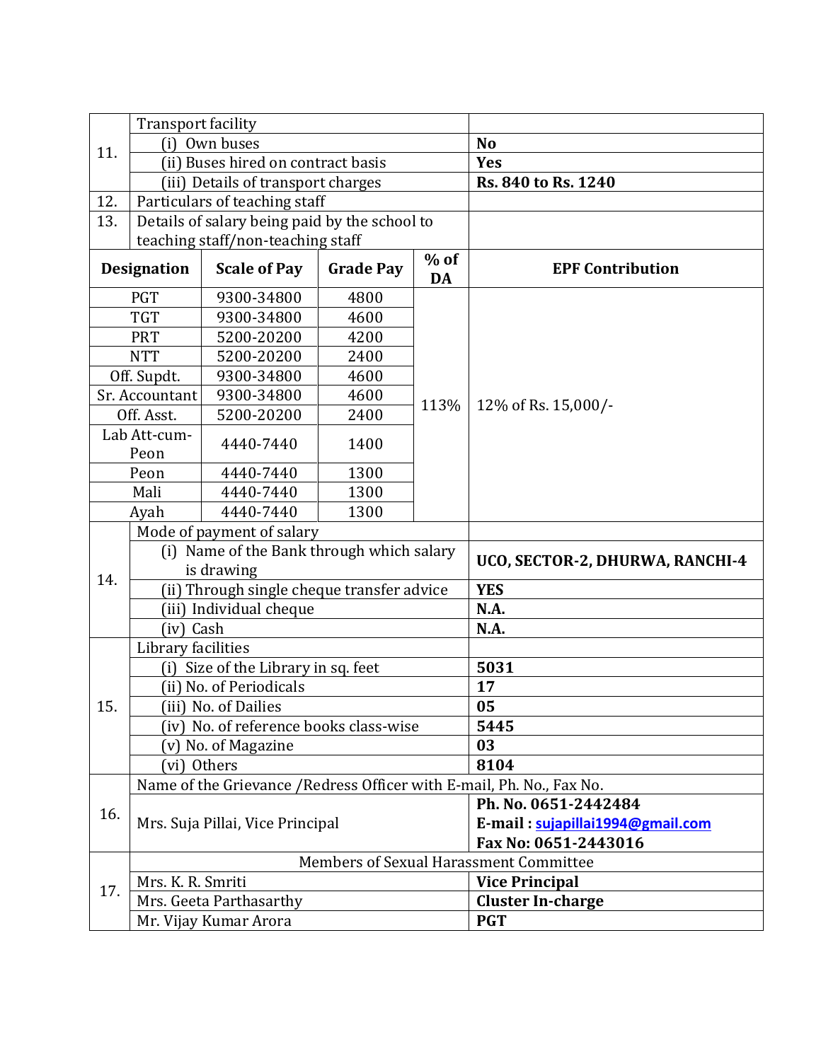| | | |
|---|---|---|
| 11. | Transport facility | |
| | (i) Own buses | **No** |
| | (ii) Buses hired on contract basis | **Yes** |
| | (iii) Details of transport charges | **Rs. 840 to Rs. 1240** |
| 12. | Particulars of teaching staff | |
| 13. | Details of salary being paid by the school to teaching staff/non-teaching staff | |

| Designation | Scale of Pay | Grade Pay | % of DA | EPF Contribution |
|---|---|---|---|---|
| PGT | 9300-34800 | 4800 | 113% | 12% of Rs. 15,000/- |
| TGT | 9300-34800 | 4600 | | |
| PRT | 5200-20200 | 4200 | | |
| NTT | 5200-20200 | 2400 | | |
| Off. Supdt. | 9300-34800 | 4600 | | |
| Sr. Accountant | 9300-34800 | 4600 | | |
| Off. Asst. | 5200-20200 | 2400 | | |
| Lab Att-cum-Peon | 4440-7440 | 1400 | | |
| Peon | 4440-7440 | 1300 | | |
| Mali | 4440-7440 | 1300 | | |
| Ayah | 4440-7440 | 1300 | | |

| | | |
|---|---|---|
| 14. | Mode of payment of salary | |
| | (i) Name of the Bank through which salary is drawing | **UCO, SECTOR-2, DHURWA, RANCHI-4** |
| | (ii) Through single cheque transfer advice | **YES** |
| | (iii) Individual cheque | **N.A.** |
| | (iv) Cash | **N.A.** |
| 15. | Library facilities | |
| | (i) Size of the Library in sq. feet | **5031** |
| | (ii) No. of Periodicals | **17** |
| | (iii) No. of Dailies | **05** |
| | (iv) No. of reference books class-wise | **5445** |
| | (v) No. of Magazine | **03** |
| | (vi) Others | **8104** |
| 16. | Name of the Grievance /Redress Officer with E-mail, Ph. No., Fax No. | |
| | Mrs. Suja Pillai, Vice Principal | **Ph. No. 0651-2442484**<br>**E-mail : sujapillai1994@gmail.com**<br>**Fax No: 0651-2443016** |
| 17. | Members of Sexual Harassment Committee | |
| | Mrs. K. R. Smriti | **Vice Principal** |
| | Mrs. Geeta Parthasarthy | **Cluster In-charge** |
| | Mr. Vijay Kumar Arora | **PGT** |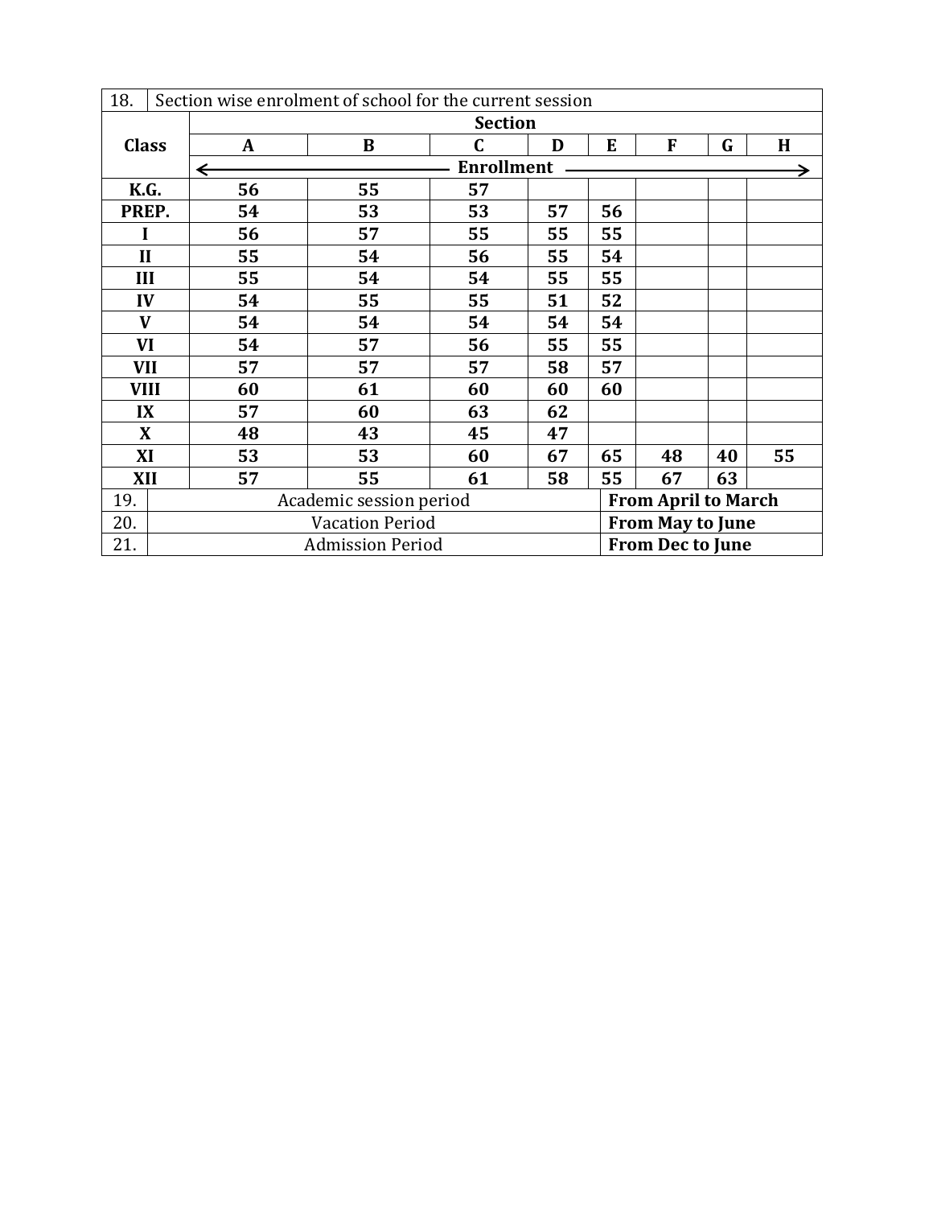| 18. | Section wise enrolment of school for the current session | | | | | | | |
|---|---|---|---|---|---|---|---|---|
| **Class** | **Section** | | | | | | | |
| | **A** | **B** | **C** | **D** | **E** | **F** | **G** | **H** |
| | **Enrollment** | | | | | | | |
| **K.G.** | **56** | **55** | **57** | | | | | |
| **PREP.** | **54** | **53** | **53** | **57** | **56** | | | |
| **I** | **56** | **57** | **55** | **55** | **55** | | | |
| **II** | **55** | **54** | **56** | **55** | **54** | | | |
| **III** | **55** | **54** | **54** | **55** | **55** | | | |
| **IV** | **54** | **55** | **55** | **51** | **52** | | | |
| **V** | **54** | **54** | **54** | **54** | **54** | | | |
| **VI** | **54** | **57** | **56** | **55** | **55** | | | |
| **VII** | **57** | **57** | **57** | **58** | **57** | | | |
| **VIII** | **60** | **61** | **60** | **60** | **60** | | | |
| **IX** | **57** | **60** | **63** | **62** | | | | |
| **X** | **48** | **43** | **45** | **47** | | | | |
| **XI** | **53** | **53** | **60** | **67** | **65** | **48** | **40** | **55** |
| **XII** | **57** | **55** | **61** | **58** | **55** | **67** | **63** | |

| | | |
|---|---|---|
| 19. | Academic session period | **From April to March** |
| 20. | Vacation Period | **From May to June** |
| 21. | Admission Period | **From Dec to June** |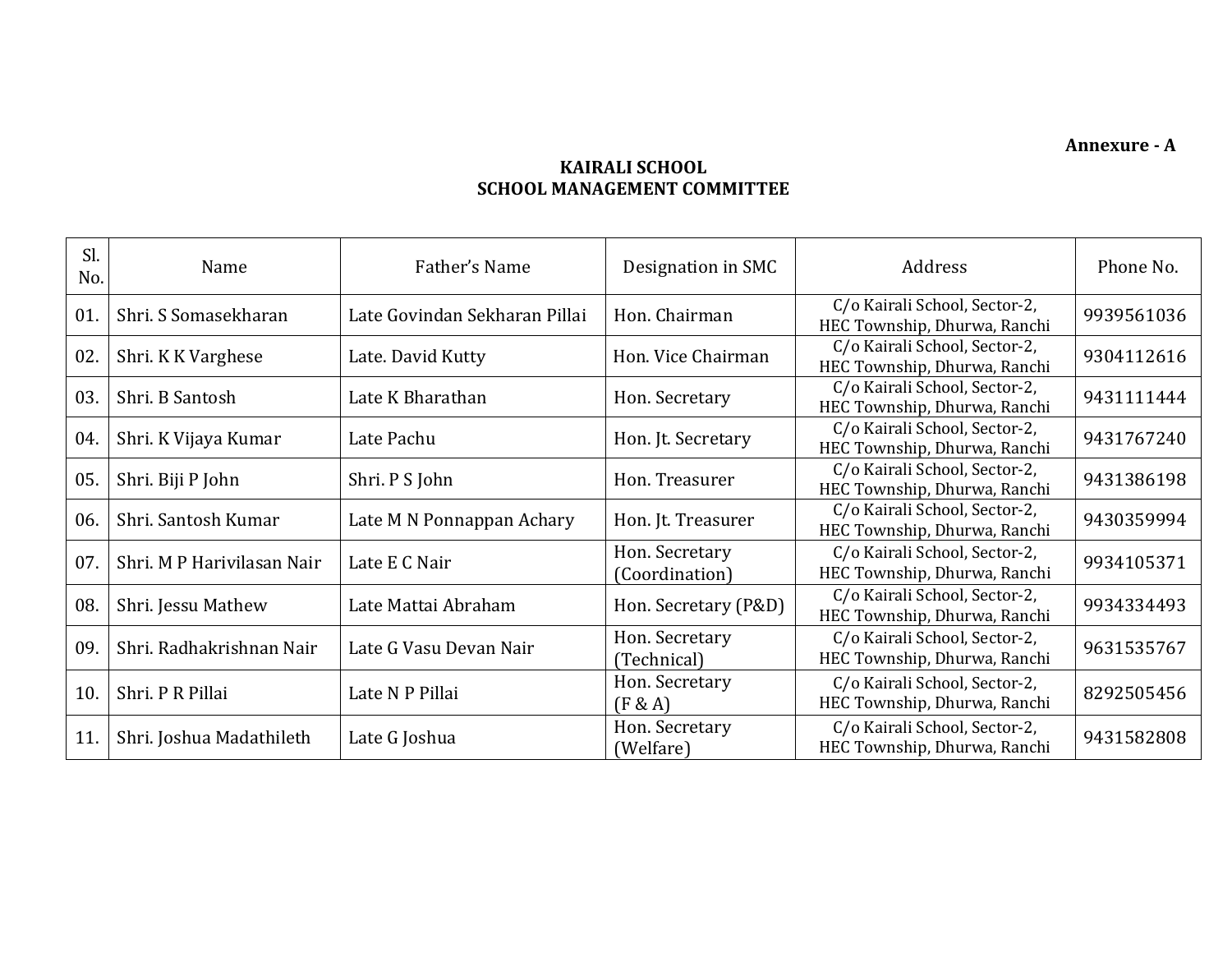**Annexure - A**

**KAIRALI SCHOOL**
**SCHOOL MANAGEMENT COMMITTEE**

| Sl. No. | Name | Father's Name | Designation in SMC | Address | Phone No. |
|---|---|---|---|---|---|
| 01. | Shri. S Somasekharan | Late Govindan Sekharan Pillai | Hon. Chairman | C/o Kairali School, Sector-2, HEC Township, Dhurwa, Ranchi | 9939561036 |
| 02. | Shri. K K Varghese | Late. David Kutty | Hon. Vice Chairman | C/o Kairali School, Sector-2, HEC Township, Dhurwa, Ranchi | 9304112616 |
| 03. | Shri. B Santosh | Late K Bharathan | Hon. Secretary | C/o Kairali School, Sector-2, HEC Township, Dhurwa, Ranchi | 9431111444 |
| 04. | Shri. K Vijaya Kumar | Late Pachu | Hon. Jt. Secretary | C/o Kairali School, Sector-2, HEC Township, Dhurwa, Ranchi | 9431767240 |
| 05. | Shri. Biji P John | Shri. P S John | Hon. Treasurer | C/o Kairali School, Sector-2, HEC Township, Dhurwa, Ranchi | 9431386198 |
| 06. | Shri. Santosh Kumar | Late M N Ponnappan Achary | Hon. Jt. Treasurer | C/o Kairali School, Sector-2, HEC Township, Dhurwa, Ranchi | 9430359994 |
| 07. | Shri. M P Harivilasan Nair | Late E C Nair | Hon. Secretary (Coordination) | C/o Kairali School, Sector-2, HEC Township, Dhurwa, Ranchi | 9934105371 |
| 08. | Shri. Jessu Mathew | Late Mattai Abraham | Hon. Secretary (P&D) | C/o Kairali School, Sector-2, HEC Township, Dhurwa, Ranchi | 9934334493 |
| 09. | Shri. Radhakrishnan Nair | Late G Vasu Devan Nair | Hon. Secretary (Technical) | C/o Kairali School, Sector-2, HEC Township, Dhurwa, Ranchi | 9631535767 |
| 10. | Shri. P R Pillai | Late N P Pillai | Hon. Secretary (F & A) | C/o Kairali School, Sector-2, HEC Township, Dhurwa, Ranchi | 8292505456 |
| 11. | Shri. Joshua Madathileth | Late G Joshua | Hon. Secretary (Welfare) | C/o Kairali School, Sector-2, HEC Township, Dhurwa, Ranchi | 9431582808 |